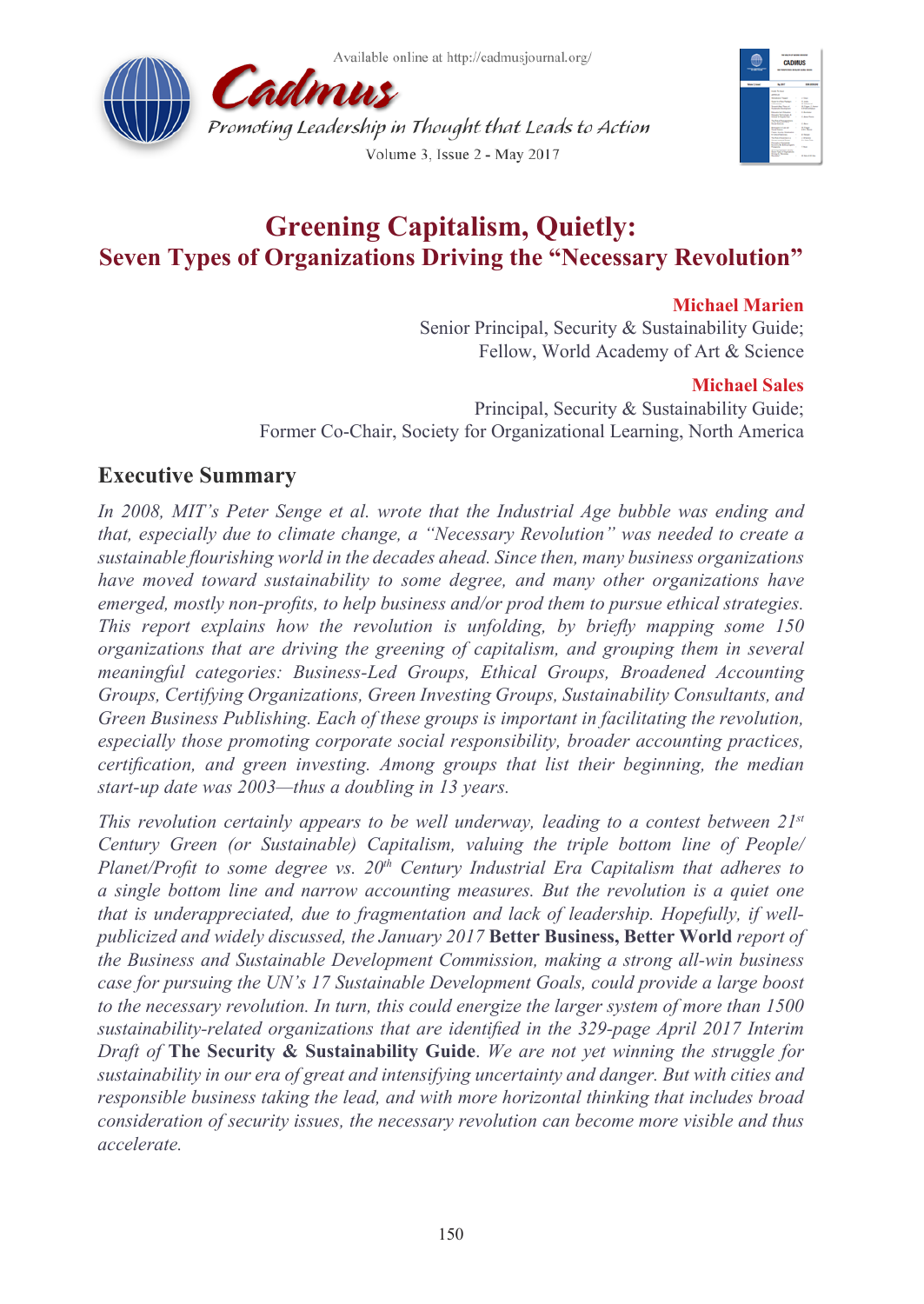Available online at http://cadmusjournal.org/

# Greening Capitalism, Quietly:
## Seven Types of Organizations Driving the "Necessary Revolution"

**Michael Marien**
Senior Principal, Security & Sustainability Guide;
Fellow, World Academy of Art & Science

**Michael Sales**
Principal, Security & Sustainability Guide;
Former Co-Chair, Society for Organizational Learning, North America

## Executive Summary

*In 2008, MIT's Peter Senge et al. wrote that the Industrial Age bubble was ending and that, especially due to climate change, a "Necessary Revolution" was needed to create a sustainable flourishing world in the decades ahead. Since then, many business organizations have moved toward sustainability to some degree, and many other organizations have emerged, mostly non-profits, to help business and/or prod them to pursue ethical strategies. This report explains how the revolution is unfolding, by briefly mapping some 150 organizations that are driving the greening of capitalism, and grouping them in several meaningful categories: Business-Led Groups, Ethical Groups, Broadened Accounting Groups, Certifying Organizations, Green Investing Groups, Sustainability Consultants, and Green Business Publishing. Each of these groups is important in facilitating the revolution, especially those promoting corporate social responsibility, broader accounting practices, certification, and green investing. Among groups that list their beginning, the median start-up date was 2003—thus a doubling in 13 years.*

*This revolution certainly appears to be well underway, leading to a contest between 21st Century Green (or Sustainable) Capitalism, valuing the triple bottom line of People/Planet/Profit to some degree vs. 20th Century Industrial Era Capitalism that adheres to a single bottom line and narrow accounting measures. But the revolution is a quiet one that is underappreciated, due to fragmentation and lack of leadership. Hopefully, if well-publicized and widely discussed, the January 2017* **Better Business, Better World** *report of the Business and Sustainable Development Commission, making a strong all-win business case for pursuing the UN's 17 Sustainable Development Goals, could provide a large boost to the necessary revolution. In turn, this could energize the larger system of more than 1500 sustainability-related organizations that are identified in the 329-page April 2017 Interim Draft of* **The Security & Sustainability Guide**. *We are not yet winning the struggle for sustainability in our era of great and intensifying uncertainty and danger. But with cities and responsible business taking the lead, and with more horizontal thinking that includes broad consideration of security issues, the necessary revolution can become more visible and thus accelerate.*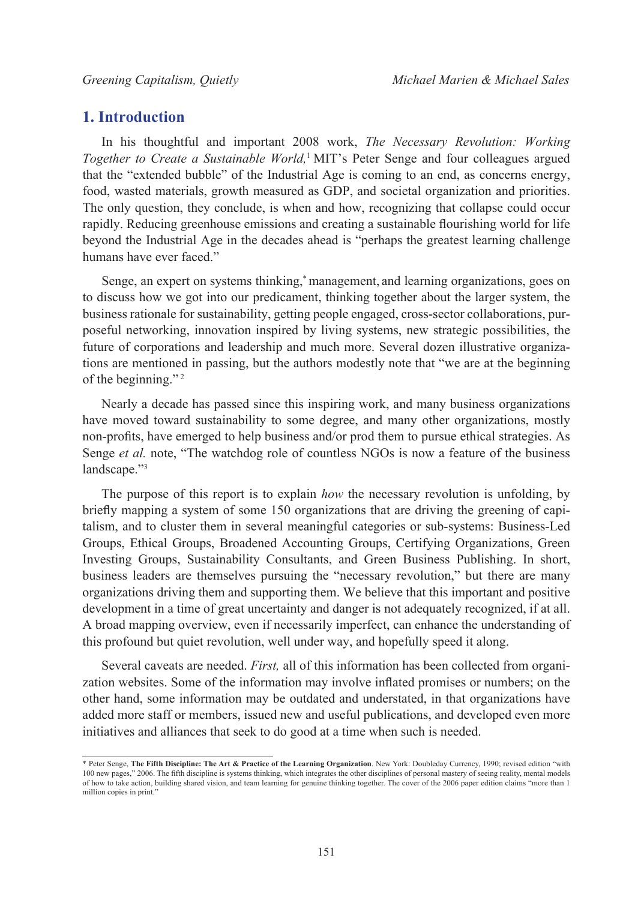## 1. Introduction

In his thoughtful and important 2008 work, *The Necessary Revolution: Working Together to Create a Sustainable World,*[1] MIT's Peter Senge and four colleagues argued that the "extended bubble" of the Industrial Age is coming to an end, as concerns energy, food, wasted materials, growth measured as GDP, and societal organization and priorities. The only question, they conclude, is when and how, recognizing that collapse could occur rapidly. Reducing greenhouse emissions and creating a sustainable flourishing world for life beyond the Industrial Age in the decades ahead is "perhaps the greatest learning challenge humans have ever faced."

Senge, an expert on systems thinking,* management, and learning organizations, goes on to discuss how we got into our predicament, thinking together about the larger system, the business rationale for sustainability, getting people engaged, cross-sector collaborations, purposeful networking, innovation inspired by living systems, new strategic possibilities, the future of corporations and leadership and much more. Several dozen illustrative organizations are mentioned in passing, but the authors modestly note that "we are at the beginning of the beginning."[2]

Nearly a decade has passed since this inspiring work, and many business organizations have moved toward sustainability to some degree, and many other organizations, mostly non-profits, have emerged to help business and/or prod them to pursue ethical strategies. As Senge *et al.* note, "The watchdog role of countless NGOs is now a feature of the business landscape."[3]

The purpose of this report is to explain *how* the necessary revolution is unfolding, by briefly mapping a system of some 150 organizations that are driving the greening of capitalism, and to cluster them in several meaningful categories or sub-systems: Business-Led Groups, Ethical Groups, Broadened Accounting Groups, Certifying Organizations, Green Investing Groups, Sustainability Consultants, and Green Business Publishing. In short, business leaders are themselves pursuing the "necessary revolution," but there are many organizations driving them and supporting them. We believe that this important and positive development in a time of great uncertainty and danger is not adequately recognized, if at all. A broad mapping overview, even if necessarily imperfect, can enhance the understanding of this profound but quiet revolution, well under way, and hopefully speed it along.

Several caveats are needed. *First,* all of this information has been collected from organization websites. Some of the information may involve inflated promises or numbers; on the other hand, some information may be outdated and understated, in that organizations have added more staff or members, issued new and useful publications, and developed even more initiatives and alliances that seek to do good at a time when such is needed.

---

* Peter Senge, **The Fifth Discipline: The Art & Practice of the Learning Organization**. New York: Doubleday Currency, 1990; revised edition "with 100 new pages," 2006. The fifth discipline is systems thinking, which integrates the other disciplines of personal mastery of seeing reality, mental models of how to take action, building shared vision, and team learning for genuine thinking together. The cover of the 2006 paper edition claims "more than 1 million copies in print."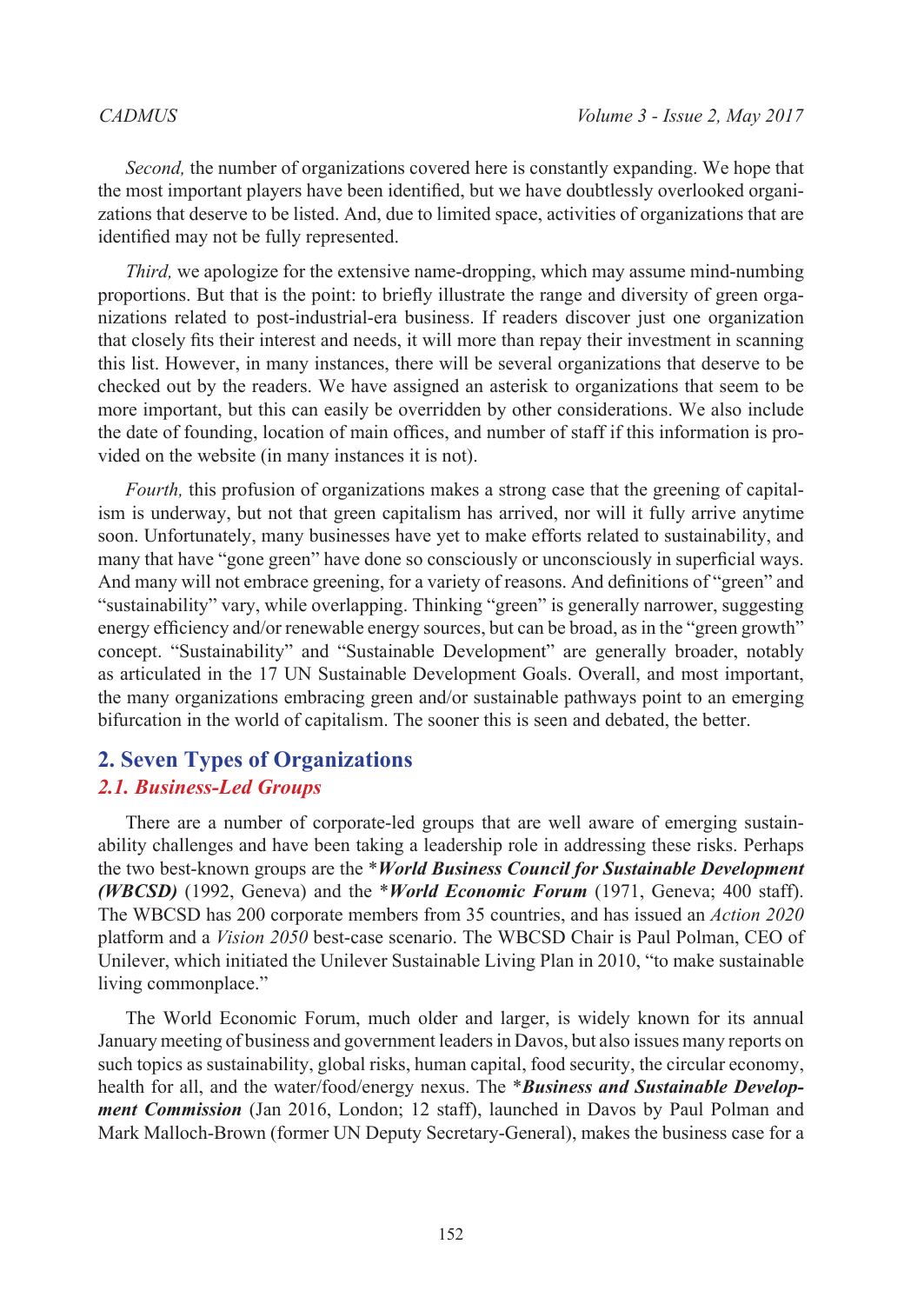*Second,* the number of organizations covered here is constantly expanding. We hope that the most important players have been identified, but we have doubtlessly overlooked organizations that deserve to be listed. And, due to limited space, activities of organizations that are identified may not be fully represented.

*Third,* we apologize for the extensive name-dropping, which may assume mind-numbing proportions. But that is the point: to briefly illustrate the range and diversity of green organizations related to post-industrial-era business. If readers discover just one organization that closely fits their interest and needs, it will more than repay their investment in scanning this list. However, in many instances, there will be several organizations that deserve to be checked out by the readers. We have assigned an asterisk to organizations that seem to be more important, but this can easily be overridden by other considerations. We also include the date of founding, location of main offices, and number of staff if this information is provided on the website (in many instances it is not).

*Fourth,* this profusion of organizations makes a strong case that the greening of capitalism is underway, but not that green capitalism has arrived, nor will it fully arrive anytime soon. Unfortunately, many businesses have yet to make efforts related to sustainability, and many that have "gone green" have done so consciously or unconsciously in superficial ways. And many will not embrace greening, for a variety of reasons. And definitions of "green" and "sustainability" vary, while overlapping. Thinking "green" is generally narrower, suggesting energy efficiency and/or renewable energy sources, but can be broad, as in the "green growth" concept. "Sustainability" and "Sustainable Development" are generally broader, notably as articulated in the 17 UN Sustainable Development Goals. Overall, and most important, the many organizations embracing green and/or sustainable pathways point to an emerging bifurcation in the world of capitalism. The sooner this is seen and debated, the better.

## 2. Seven Types of Organizations

### 2.1. Business-Led Groups

There are a number of corporate-led groups that are well aware of emerging sustainability challenges and have been taking a leadership role in addressing these risks. Perhaps the two best-known groups are the ****World Business Council for Sustainable Development (WBCSD)*** (1992, Geneva) and the ****World Economic Forum*** (1971, Geneva; 400 staff). The WBCSD has 200 corporate members from 35 countries, and has issued an *Action 2020* platform and a *Vision 2050* best-case scenario. The WBCSD Chair is Paul Polman, CEO of Unilever, which initiated the Unilever Sustainable Living Plan in 2010, "to make sustainable living commonplace."

The World Economic Forum, much older and larger, is widely known for its annual January meeting of business and government leaders in Davos, but also issues many reports on such topics as sustainability, global risks, human capital, food security, the circular economy, health for all, and the water/food/energy nexus. The ****Business and Sustainable Development Commission*** (Jan 2016, London; 12 staff), launched in Davos by Paul Polman and Mark Malloch-Brown (former UN Deputy Secretary-General), makes the business case for a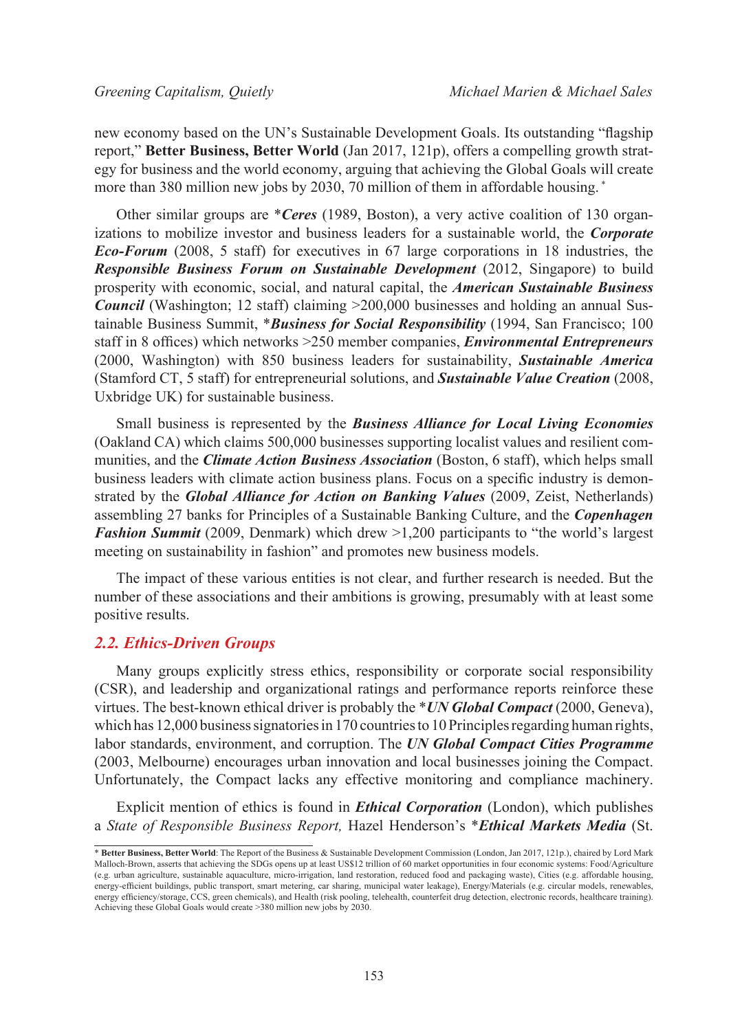new economy based on the UN's Sustainable Development Goals. Its outstanding "flagship report," **Better Business, Better World** (Jan 2017, 121p), offers a compelling growth strategy for business and the world economy, arguing that achieving the Global Goals will create more than 380 million new jobs by 2030, 70 million of them in affordable housing. *

Other similar groups are \****Ceres*** (1989, Boston), a very active coalition of 130 organizations to mobilize investor and business leaders for a sustainable world, the ***Corporate Eco-Forum*** (2008, 5 staff) for executives in 67 large corporations in 18 industries, the ***Responsible Business Forum on Sustainable Development*** (2012, Singapore) to build prosperity with economic, social, and natural capital, the ***American Sustainable Business Council*** (Washington; 12 staff) claiming >200,000 businesses and holding an annual Sustainable Business Summit, \****Business for Social Responsibility*** (1994, San Francisco; 100 staff in 8 offices) which networks >250 member companies, ***Environmental Entrepreneurs*** (2000, Washington) with 850 business leaders for sustainability, ***Sustainable America*** (Stamford CT, 5 staff) for entrepreneurial solutions, and ***Sustainable Value Creation*** (2008, Uxbridge UK) for sustainable business.

Small business is represented by the ***Business Alliance for Local Living Economies*** (Oakland CA) which claims 500,000 businesses supporting localist values and resilient communities, and the ***Climate Action Business Association*** (Boston, 6 staff), which helps small business leaders with climate action business plans. Focus on a specific industry is demonstrated by the ***Global Alliance for Action on Banking Values*** (2009, Zeist, Netherlands) assembling 27 banks for Principles of a Sustainable Banking Culture, and the ***Copenhagen Fashion Summit*** (2009, Denmark) which drew >1,200 participants to "the world's largest meeting on sustainability in fashion" and promotes new business models.

The impact of these various entities is not clear, and further research is needed. But the number of these associations and their ambitions is growing, presumably with at least some positive results.

### *2.2. Ethics-Driven Groups*

Many groups explicitly stress ethics, responsibility or corporate social responsibility (CSR), and leadership and organizational ratings and performance reports reinforce these virtues. The best-known ethical driver is probably the \****UN Global Compact*** (2000, Geneva), which has 12,000 business signatories in 170 countries to 10 Principles regarding human rights, labor standards, environment, and corruption. The ***UN Global Compact Cities Programme*** (2003, Melbourne) encourages urban innovation and local businesses joining the Compact. Unfortunately, the Compact lacks any effective monitoring and compliance machinery.

Explicit mention of ethics is found in ***Ethical Corporation*** (London), which publishes a *State of Responsible Business Report,* Hazel Henderson's \****Ethical Markets Media*** (St.

---

\* **Better Business, Better World**: The Report of the Business & Sustainable Development Commission (London, Jan 2017, 121p.), chaired by Lord Mark Malloch-Brown, asserts that achieving the SDGs opens up at least US$12 trillion of 60 market opportunities in four economic systems: Food/Agriculture (e.g. urban agriculture, sustainable aquaculture, micro-irrigation, land restoration, reduced food and packaging waste), Cities (e.g. affordable housing, energy-efficient buildings, public transport, smart metering, car sharing, municipal water leakage), Energy/Materials (e.g. circular models, renewables, energy efficiency/storage, CCS, green chemicals), and Health (risk pooling, telehealth, counterfeit drug detection, electronic records, healthcare training). Achieving these Global Goals would create >380 million new jobs by 2030.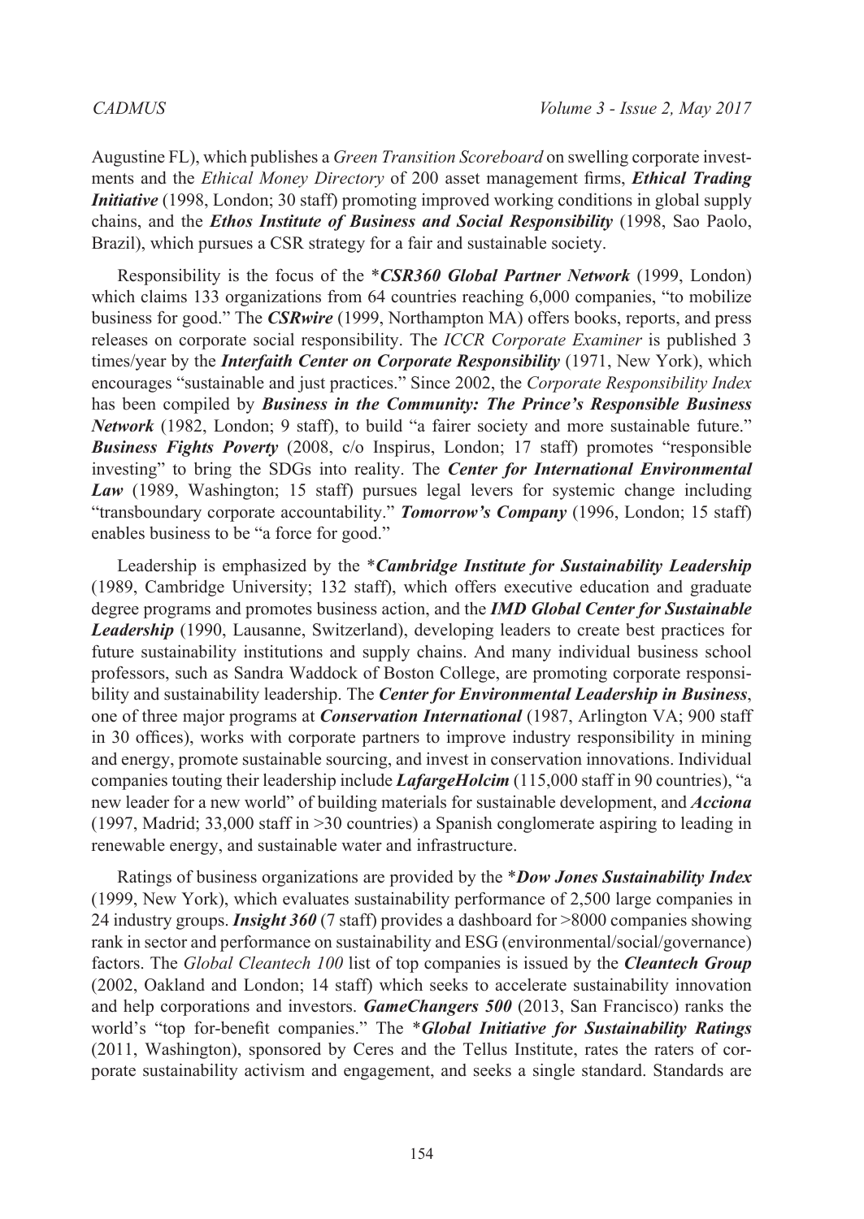Augustine FL), which publishes a *Green Transition Scoreboard* on swelling corporate investments and the *Ethical Money Directory* of 200 asset management firms, ***Ethical Trading Initiative*** (1998, London; 30 staff) promoting improved working conditions in global supply chains, and the ***Ethos Institute of Business and Social Responsibility*** (1998, Sao Paolo, Brazil), which pursues a CSR strategy for a fair and sustainable society.

Responsibility is the focus of the *****CSR360 Global Partner Network*** (1999, London) which claims 133 organizations from 64 countries reaching 6,000 companies, "to mobilize business for good." The ***CSRwire*** (1999, Northampton MA) offers books, reports, and press releases on corporate social responsibility. The *ICCR Corporate Examiner* is published 3 times/year by the ***Interfaith Center on Corporate Responsibility*** (1971, New York), which encourages "sustainable and just practices." Since 2002, the *Corporate Responsibility Index* has been compiled by ***Business in the Community: The Prince's Responsible Business Network*** (1982, London; 9 staff), to build "a fairer society and more sustainable future." ***Business Fights Poverty*** (2008, c/o Inspirus, London; 17 staff) promotes "responsible investing" to bring the SDGs into reality. The ***Center for International Environmental Law*** (1989, Washington; 15 staff) pursues legal levers for systemic change including "transboundary corporate accountability." ***Tomorrow's Company*** (1996, London; 15 staff) enables business to be "a force for good."

Leadership is emphasized by the *****Cambridge Institute for Sustainability Leadership*** (1989, Cambridge University; 132 staff), which offers executive education and graduate degree programs and promotes business action, and the ***IMD Global Center for Sustainable Leadership*** (1990, Lausanne, Switzerland), developing leaders to create best practices for future sustainability institutions and supply chains. And many individual business school professors, such as Sandra Waddock of Boston College, are promoting corporate responsibility and sustainability leadership. The ***Center for Environmental Leadership in Business***, one of three major programs at ***Conservation International*** (1987, Arlington VA; 900 staff in 30 offices), works with corporate partners to improve industry responsibility in mining and energy, promote sustainable sourcing, and invest in conservation innovations. Individual companies touting their leadership include ***LafargeHolcim*** (115,000 staff in 90 countries), "a new leader for a new world" of building materials for sustainable development, and ***Acciona*** (1997, Madrid; 33,000 staff in >30 countries) a Spanish conglomerate aspiring to leading in renewable energy, and sustainable water and infrastructure.

Ratings of business organizations are provided by the *****Dow Jones Sustainability Index*** (1999, New York), which evaluates sustainability performance of 2,500 large companies in 24 industry groups. ***Insight 360*** (7 staff) provides a dashboard for >8000 companies showing rank in sector and performance on sustainability and ESG (environmental/social/governance) factors. The *Global Cleantech 100* list of top companies is issued by the ***Cleantech Group*** (2002, Oakland and London; 14 staff) which seeks to accelerate sustainability innovation and help corporations and investors. ***GameChangers 500*** (2013, San Francisco) ranks the world's "top for-benefit companies." The *****Global Initiative for Sustainability Ratings*** (2011, Washington), sponsored by Ceres and the Tellus Institute, rates the raters of corporate sustainability activism and engagement, and seeks a single standard. Standards are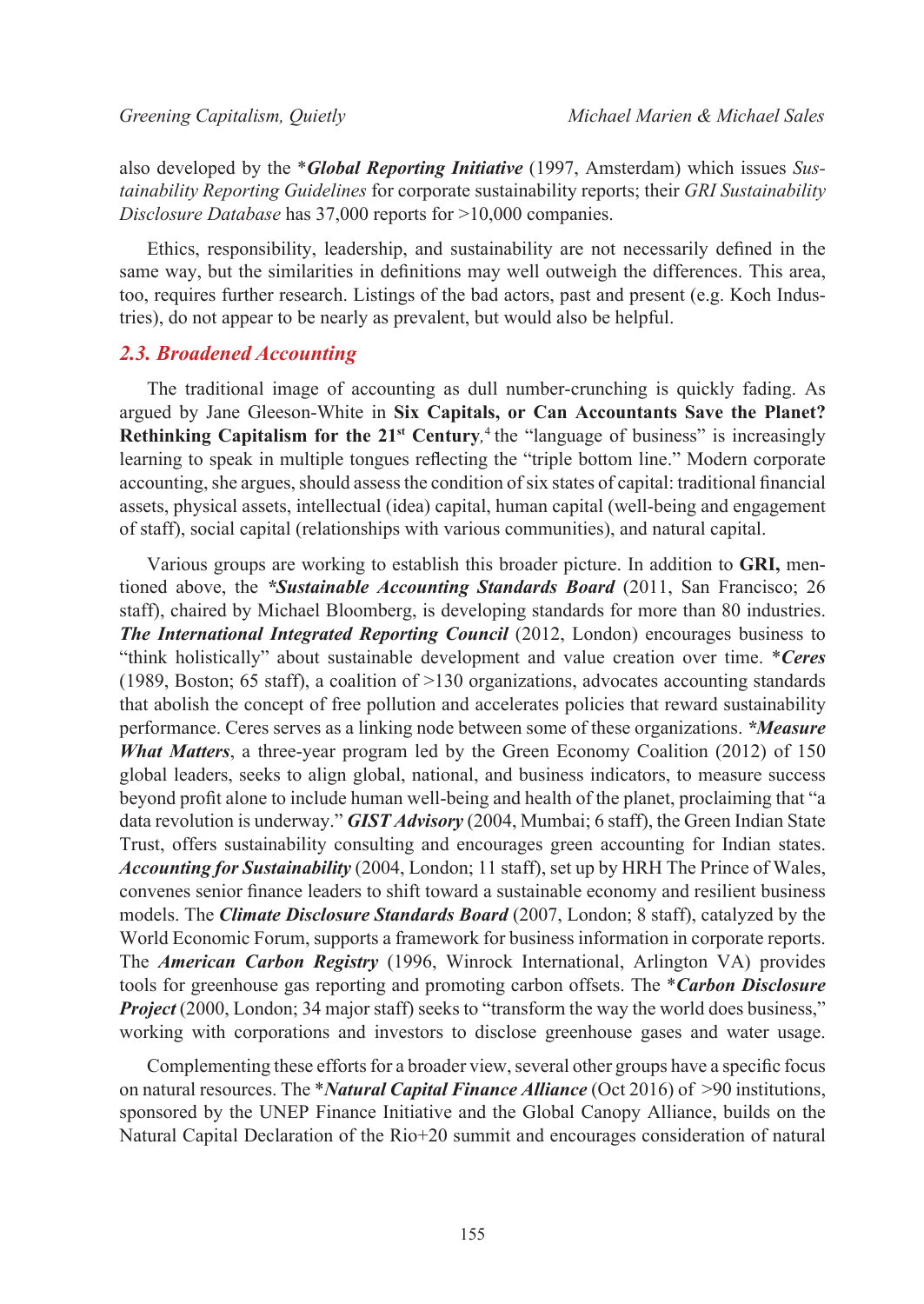also developed by the ****Global Reporting Initiative*** (1997, Amsterdam) which issues *Sustainability Reporting Guidelines* for corporate sustainability reports; their *GRI Sustainability Disclosure Database* has 37,000 reports for >10,000 companies.

Ethics, responsibility, leadership, and sustainability are not necessarily defined in the same way, but the similarities in definitions may well outweigh the differences. This area, too, requires further research. Listings of the bad actors, past and present (e.g. Koch Industries), do not appear to be nearly as prevalent, but would also be helpful.

### *2.3. Broadened Accounting*

The traditional image of accounting as dull number-crunching is quickly fading. As argued by Jane Gleeson-White in **Six Capitals, or Can Accountants Save the Planet? Rethinking Capitalism for the 21st Century**,[4] the "language of business" is increasingly learning to speak in multiple tongues reflecting the "triple bottom line." Modern corporate accounting, she argues, should assess the condition of six states of capital: traditional financial assets, physical assets, intellectual (idea) capital, human capital (well-being and engagement of staff), social capital (relationships with various communities), and natural capital.

Various groups are working to establish this broader picture. In addition to **GRI,** mentioned above, the ****Sustainable Accounting Standards Board*** (2011, San Francisco; 26 staff), chaired by Michael Bloomberg, is developing standards for more than 80 industries. ***The International Integrated Reporting Council*** (2012, London) encourages business to "think holistically" about sustainable development and value creation over time. ****Ceres*** (1989, Boston; 65 staff), a coalition of >130 organizations, advocates accounting standards that abolish the concept of free pollution and accelerates policies that reward sustainability performance. Ceres serves as a linking node between some of these organizations. ****Measure What Matters***, a three-year program led by the Green Economy Coalition (2012) of 150 global leaders, seeks to align global, national, and business indicators, to measure success beyond profit alone to include human well-being and health of the planet, proclaiming that "a data revolution is underway." ***GIST Advisory*** (2004, Mumbai; 6 staff), the Green Indian State Trust, offers sustainability consulting and encourages green accounting for Indian states. ***Accounting for Sustainability*** (2004, London; 11 staff), set up by HRH The Prince of Wales, convenes senior finance leaders to shift toward a sustainable economy and resilient business models. The ***Climate Disclosure Standards Board*** (2007, London; 8 staff), catalyzed by the World Economic Forum, supports a framework for business information in corporate reports. The ***American Carbon Registry*** (1996, Winrock International, Arlington VA) provides tools for greenhouse gas reporting and promoting carbon offsets. The ****Carbon Disclosure Project*** (2000, London; 34 major staff) seeks to "transform the way the world does business," working with corporations and investors to disclose greenhouse gases and water usage.

Complementing these efforts for a broader view, several other groups have a specific focus on natural resources. The ****Natural Capital Finance Alliance*** (Oct 2016) of >90 institutions, sponsored by the UNEP Finance Initiative and the Global Canopy Alliance, builds on the Natural Capital Declaration of the Rio+20 summit and encourages consideration of natural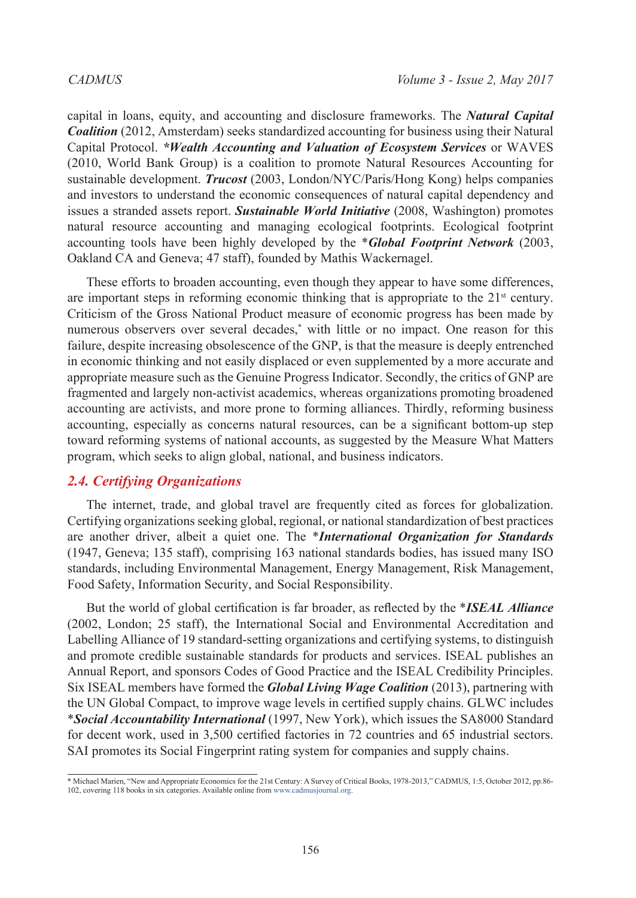capital in loans, equity, and accounting and disclosure frameworks. The ***Natural Capital Coalition*** (2012, Amsterdam) seeks standardized accounting for business using their Natural Capital Protocol. ****Wealth Accounting and Valuation of Ecosystem Services*** or WAVES (2010, World Bank Group) is a coalition to promote Natural Resources Accounting for sustainable development. ***Trucost*** (2003, London/NYC/Paris/Hong Kong) helps companies and investors to understand the economic consequences of natural capital dependency and issues a stranded assets report. ***Sustainable World Initiative*** (2008, Washington) promotes natural resource accounting and managing ecological footprints. Ecological footprint accounting tools have been highly developed by the **Global Footprint Network*** (2003, Oakland CA and Geneva; 47 staff), founded by Mathis Wackernagel.

These efforts to broaden accounting, even though they appear to have some differences, are important steps in reforming economic thinking that is appropriate to the 21st century. Criticism of the Gross National Product measure of economic progress has been made by numerous observers over several decades,* with little or no impact. One reason for this failure, despite increasing obsolescence of the GNP, is that the measure is deeply entrenched in economic thinking and not easily displaced or even supplemented by a more accurate and appropriate measure such as the Genuine Progress Indicator. Secondly, the critics of GNP are fragmented and largely non-activist academics, whereas organizations promoting broadened accounting are activists, and more prone to forming alliances. Thirdly, reforming business accounting, especially as concerns natural resources, can be a significant bottom-up step toward reforming systems of national accounts, as suggested by the Measure What Matters program, which seeks to align global, national, and business indicators.

## 2.4. Certifying Organizations

The internet, trade, and global travel are frequently cited as forces for globalization. Certifying organizations seeking global, regional, or national standardization of best practices are another driver, albeit a quiet one. The **International Organization for Standards*** (1947, Geneva; 135 staff), comprising 163 national standards bodies, has issued many ISO standards, including Environmental Management, Energy Management, Risk Management, Food Safety, Information Security, and Social Responsibility.

But the world of global certification is far broader, as reflected by the **ISEAL Alliance*** (2002, London; 25 staff), the International Social and Environmental Accreditation and Labelling Alliance of 19 standard-setting organizations and certifying systems, to distinguish and promote credible sustainable standards for products and services. ISEAL publishes an Annual Report, and sponsors Codes of Good Practice and the ISEAL Credibility Principles. Six ISEAL members have formed the ***Global Living Wage Coalition*** (2013), partnering with the UN Global Compact, to improve wage levels in certified supply chains. GLWC includes **Social Accountability International*** (1997, New York), which issues the SA8000 Standard for decent work, used in 3,500 certified factories in 72 countries and 65 industrial sectors. SAI promotes its Social Fingerprint rating system for companies and supply chains.

---

* Michael Marien, "New and Appropriate Economics for the 21st Century: A Survey of Critical Books, 1978-2013," CADMUS, 1:5, October 2012, pp.86-102, covering 118 books in six categories. Available online from www.cadmusjournal.org.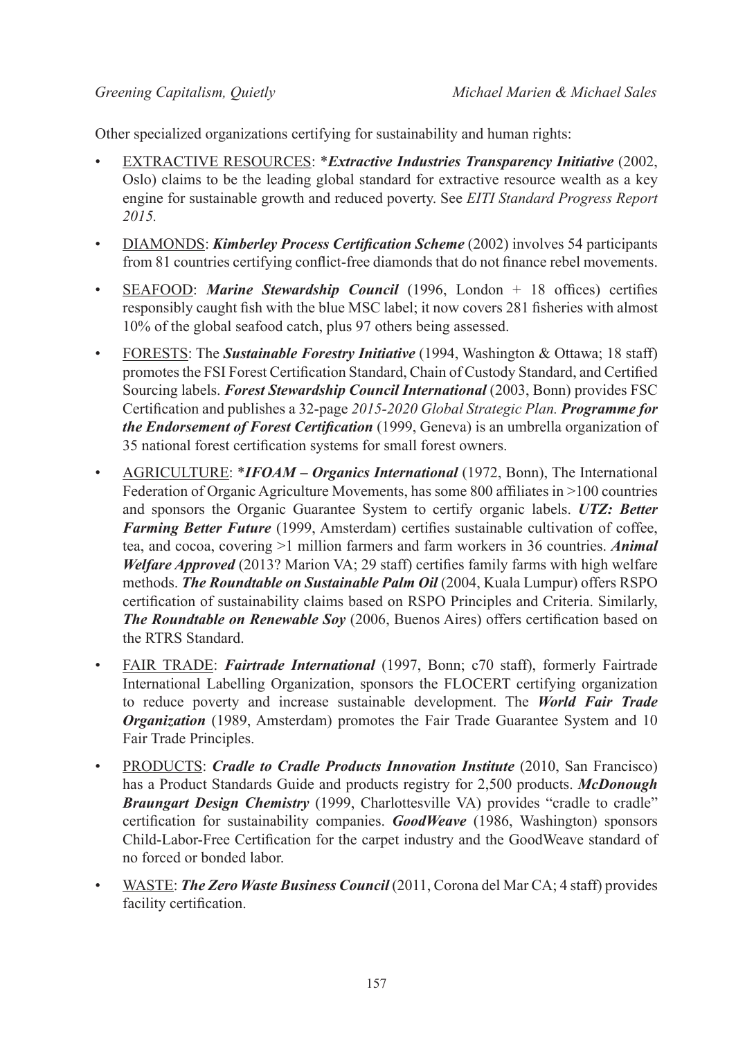Other specialized organizations certifying for sustainability and human rights:

- EXTRACTIVE RESOURCES: ****Extractive Industries Transparency Initiative*** (2002, Oslo) claims to be the leading global standard for extractive resource wealth as a key engine for sustainable growth and reduced poverty. See *EITI Standard Progress Report 2015.*
- DIAMONDS: ***Kimberley Process Certification Scheme*** (2002) involves 54 participants from 81 countries certifying conflict-free diamonds that do not finance rebel movements.
- SEAFOOD: ***Marine Stewardship Council*** (1996, London + 18 offices) certifies responsibly caught fish with the blue MSC label; it now covers 281 fisheries with almost 10% of the global seafood catch, plus 97 others being assessed.
- FORESTS: The ***Sustainable Forestry Initiative*** (1994, Washington & Ottawa; 18 staff) promotes the FSI Forest Certification Standard, Chain of Custody Standard, and Certified Sourcing labels. ***Forest Stewardship Council International*** (2003, Bonn) provides FSC Certification and publishes a 32-page *2015-2020 Global Strategic Plan.* ***Programme for the Endorsement of Forest Certification*** (1999, Geneva) is an umbrella organization of 35 national forest certification systems for small forest owners.
- AGRICULTURE: ****IFOAM – Organics International*** (1972, Bonn), The International Federation of Organic Agriculture Movements, has some 800 affiliates in >100 countries and sponsors the Organic Guarantee System to certify organic labels. ***UTZ: Better Farming Better Future*** (1999, Amsterdam) certifies sustainable cultivation of coffee, tea, and cocoa, covering >1 million farmers and farm workers in 36 countries. ***Animal Welfare Approved*** (2013? Marion VA; 29 staff) certifies family farms with high welfare methods. ***The Roundtable on Sustainable Palm Oil*** (2004, Kuala Lumpur) offers RSPO certification of sustainability claims based on RSPO Principles and Criteria. Similarly, ***The Roundtable on Renewable Soy*** (2006, Buenos Aires) offers certification based on the RTRS Standard.
- FAIR TRADE: ***Fairtrade International*** (1997, Bonn; c70 staff), formerly Fairtrade International Labelling Organization, sponsors the FLOCERT certifying organization to reduce poverty and increase sustainable development. The ***World Fair Trade Organization*** (1989, Amsterdam) promotes the Fair Trade Guarantee System and 10 Fair Trade Principles.
- PRODUCTS: ***Cradle to Cradle Products Innovation Institute*** (2010, San Francisco) has a Product Standards Guide and products registry for 2,500 products. ***McDonough Braungart Design Chemistry*** (1999, Charlottesville VA) provides "cradle to cradle" certification for sustainability companies. ***GoodWeave*** (1986, Washington) sponsors Child-Labor-Free Certification for the carpet industry and the GoodWeave standard of no forced or bonded labor.
- WASTE: ***The Zero Waste Business Council*** (2011, Corona del Mar CA; 4 staff) provides facility certification.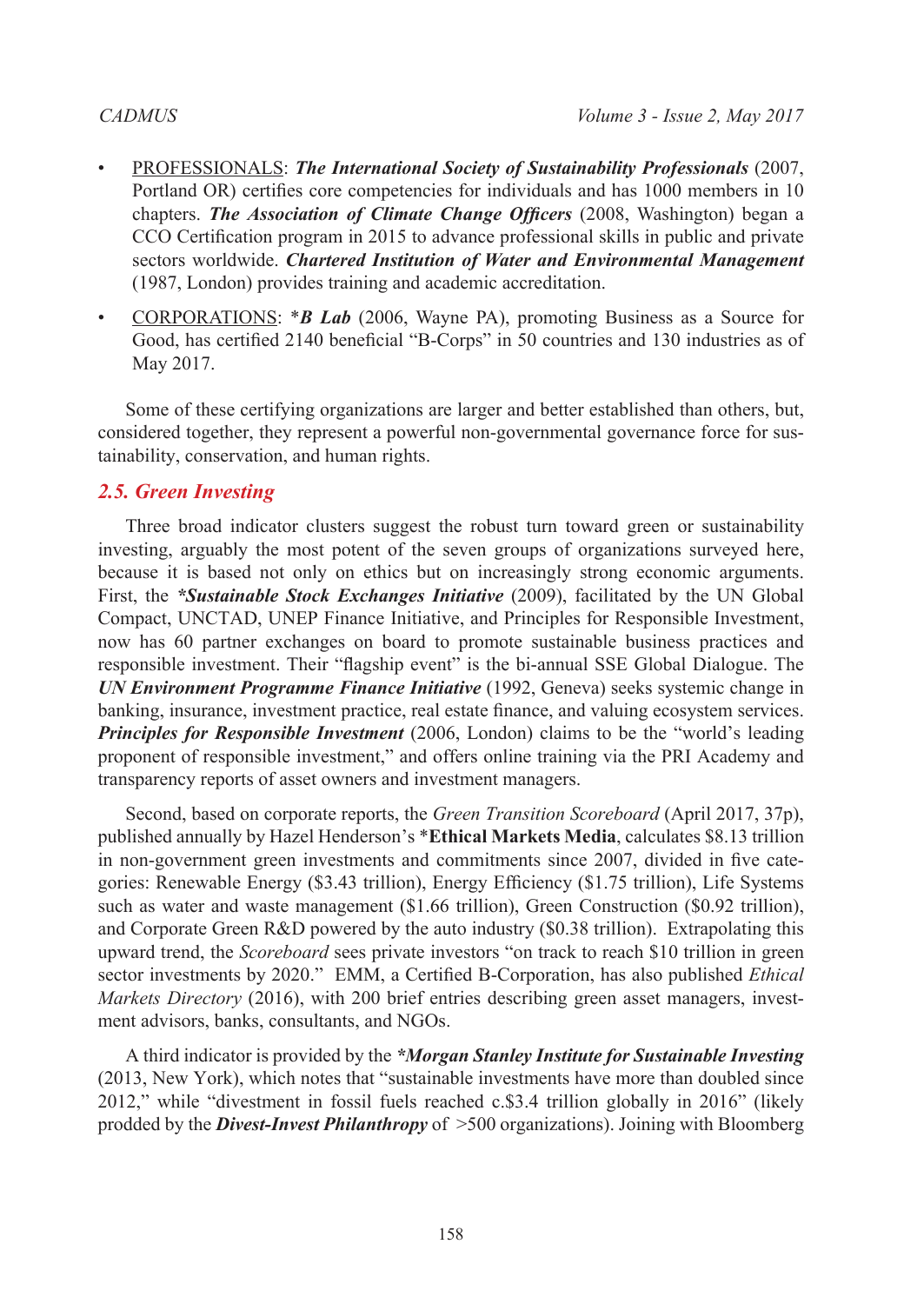- <u>PROFESSIONALS</u>: ***The International Society of Sustainability Professionals*** (2007, Portland OR) certifies core competencies for individuals and has 1000 members in 10 chapters. ***The Association of Climate Change Officers*** (2008, Washington) began a CCO Certification program in 2015 to advance professional skills in public and private sectors worldwide. ***Chartered Institution of Water and Environmental Management*** (1987, London) provides training and academic accreditation.
- <u>CORPORATIONS</u>: \****B Lab*** (2006, Wayne PA), promoting Business as a Source for Good, has certified 2140 beneficial "B-Corps" in 50 countries and 130 industries as of May 2017.

Some of these certifying organizations are larger and better established than others, but, considered together, they represent a powerful non-governmental governance force for sustainability, conservation, and human rights.

### *2.5. Green Investing*

Three broad indicator clusters suggest the robust turn toward green or sustainability investing, arguably the most potent of the seven groups of organizations surveyed here, because it is based not only on ethics but on increasingly strong economic arguments. First, the ****Sustainable Stock Exchanges Initiative*** (2009), facilitated by the UN Global Compact, UNCTAD, UNEP Finance Initiative, and Principles for Responsible Investment, now has 60 partner exchanges on board to promote sustainable business practices and responsible investment. Their "flagship event" is the bi-annual SSE Global Dialogue. The ***UN Environment Programme Finance Initiative*** (1992, Geneva) seeks systemic change in banking, insurance, investment practice, real estate finance, and valuing ecosystem services. ***Principles for Responsible Investment*** (2006, London) claims to be the "world's leading proponent of responsible investment," and offers online training via the PRI Academy and transparency reports of asset owners and investment managers.

Second, based on corporate reports, the *Green Transition Scoreboard* (April 2017, 37p), published annually by Hazel Henderson's \***Ethical Markets Media**, calculates \$8.13 trillion in non-government green investments and commitments since 2007, divided in five categories: Renewable Energy (\$3.43 trillion), Energy Efficiency (\$1.75 trillion), Life Systems such as water and waste management (\$1.66 trillion), Green Construction (\$0.92 trillion), and Corporate Green R&D powered by the auto industry (\$0.38 trillion). Extrapolating this upward trend, the *Scoreboard* sees private investors "on track to reach \$10 trillion in green sector investments by 2020." EMM, a Certified B-Corporation, has also published *Ethical Markets Directory* (2016), with 200 brief entries describing green asset managers, investment advisors, banks, consultants, and NGOs.

A third indicator is provided by the ****Morgan Stanley Institute for Sustainable Investing*** (2013, New York), which notes that "sustainable investments have more than doubled since 2012," while "divestment in fossil fuels reached c.\$3.4 trillion globally in 2016" (likely prodded by the ***Divest-Invest Philanthropy*** of >500 organizations). Joining with Bloomberg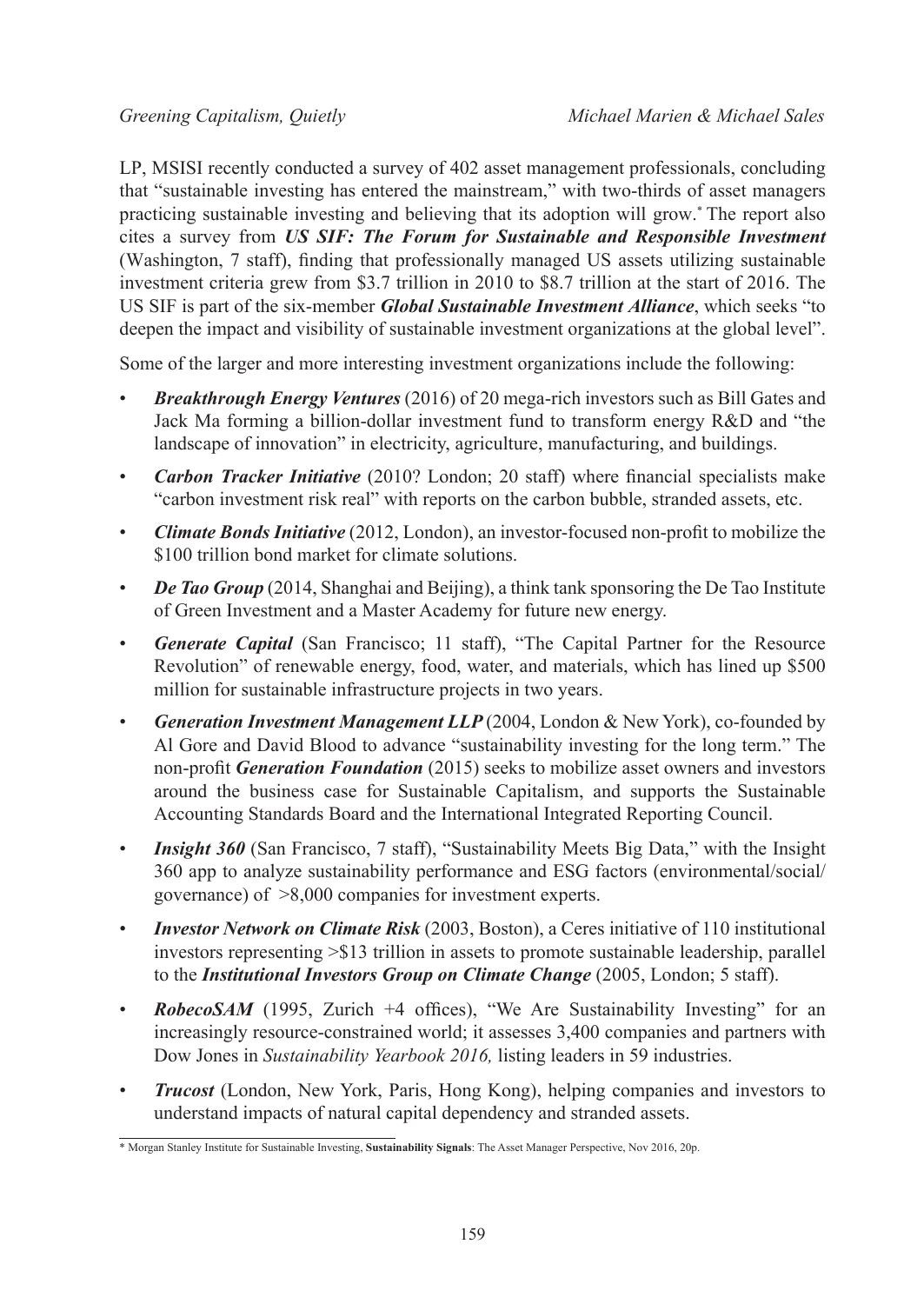LP, MSISI recently conducted a survey of 402 asset management professionals, concluding that "sustainable investing has entered the mainstream," with two-thirds of asset managers practicing sustainable investing and believing that its adoption will grow.* The report also cites a survey from ***US SIF: The Forum for Sustainable and Responsible Investment*** (Washington, 7 staff), finding that professionally managed US assets utilizing sustainable investment criteria grew from \$3.7 trillion in 2010 to \$8.7 trillion at the start of 2016. The US SIF is part of the six-member ***Global Sustainable Investment Alliance***, which seeks "to deepen the impact and visibility of sustainable investment organizations at the global level".

Some of the larger and more interesting investment organizations include the following:

- ***Breakthrough Energy Ventures*** (2016) of 20 mega-rich investors such as Bill Gates and Jack Ma forming a billion-dollar investment fund to transform energy R&D and "the landscape of innovation" in electricity, agriculture, manufacturing, and buildings.
- ***Carbon Tracker Initiative*** (2010? London; 20 staff) where financial specialists make "carbon investment risk real" with reports on the carbon bubble, stranded assets, etc.
- ***Climate Bonds Initiative*** (2012, London), an investor-focused non-profit to mobilize the \$100 trillion bond market for climate solutions.
- ***De Tao Group*** (2014, Shanghai and Beijing), a think tank sponsoring the De Tao Institute of Green Investment and a Master Academy for future new energy.
- ***Generate Capital*** (San Francisco; 11 staff), "The Capital Partner for the Resource Revolution" of renewable energy, food, water, and materials, which has lined up \$500 million for sustainable infrastructure projects in two years.
- ***Generation Investment Management LLP*** (2004, London & New York), co-founded by Al Gore and David Blood to advance "sustainability investing for the long term." The non-profit ***Generation Foundation*** (2015) seeks to mobilize asset owners and investors around the business case for Sustainable Capitalism, and supports the Sustainable Accounting Standards Board and the International Integrated Reporting Council.
- ***Insight 360*** (San Francisco, 7 staff), "Sustainability Meets Big Data," with the Insight 360 app to analyze sustainability performance and ESG factors (environmental/social/governance) of >8,000 companies for investment experts.
- ***Investor Network on Climate Risk*** (2003, Boston), a Ceres initiative of 110 institutional investors representing >\$13 trillion in assets to promote sustainable leadership, parallel to the ***Institutional Investors Group on Climate Change*** (2005, London; 5 staff).
- ***RobecoSAM*** (1995, Zurich +4 offices), "We Are Sustainability Investing" for an increasingly resource-constrained world; it assesses 3,400 companies and partners with Dow Jones in *Sustainability Yearbook 2016,* listing leaders in 59 industries.
- ***Trucost*** (London, New York, Paris, Hong Kong), helping companies and investors to understand impacts of natural capital dependency and stranded assets.

* Morgan Stanley Institute for Sustainable Investing, **Sustainability Signals**: The Asset Manager Perspective, Nov 2016, 20p.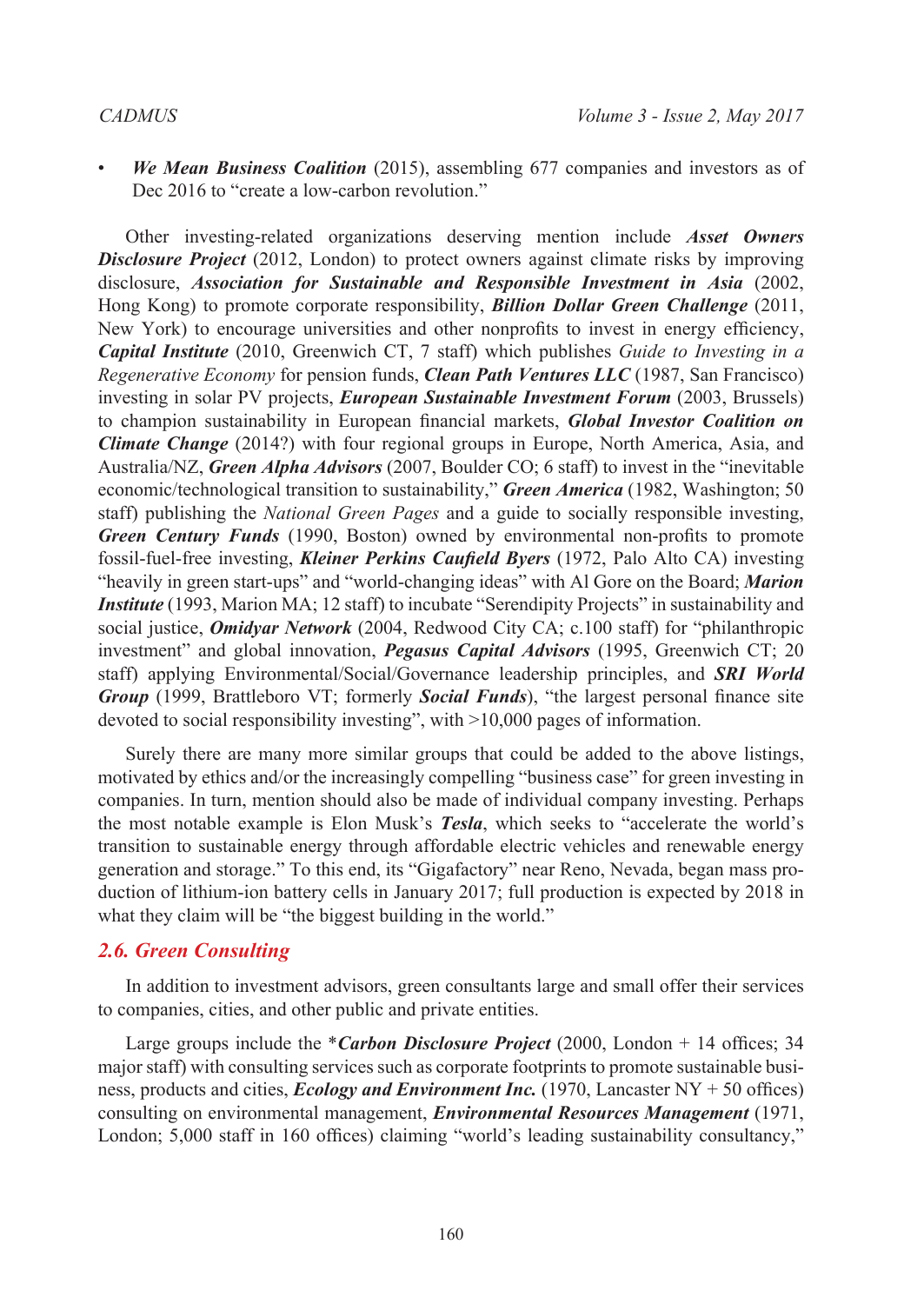- ***We Mean Business Coalition*** (2015), assembling 677 companies and investors as of Dec 2016 to "create a low-carbon revolution."

Other investing-related organizations deserving mention include ***Asset Owners Disclosure Project*** (2012, London) to protect owners against climate risks by improving disclosure, ***Association for Sustainable and Responsible Investment in Asia*** (2002, Hong Kong) to promote corporate responsibility, ***Billion Dollar Green Challenge*** (2011, New York) to encourage universities and other nonprofits to invest in energy efficiency, ***Capital Institute*** (2010, Greenwich CT, 7 staff) which publishes *Guide to Investing in a Regenerative Economy* for pension funds, ***Clean Path Ventures LLC*** (1987, San Francisco) investing in solar PV projects, ***European Sustainable Investment Forum*** (2003, Brussels) to champion sustainability in European financial markets, ***Global Investor Coalition on Climate Change*** (2014?) with four regional groups in Europe, North America, Asia, and Australia/NZ, ***Green Alpha Advisors*** (2007, Boulder CO; 6 staff) to invest in the "inevitable economic/technological transition to sustainability," ***Green America*** (1982, Washington; 50 staff) publishing the *National Green Pages* and a guide to socially responsible investing, ***Green Century Funds*** (1990, Boston) owned by environmental non-profits to promote fossil-fuel-free investing, ***Kleiner Perkins Caufield Byers*** (1972, Palo Alto CA) investing "heavily in green start-ups" and "world-changing ideas" with Al Gore on the Board; ***Marion Institute*** (1993, Marion MA; 12 staff) to incubate "Serendipity Projects" in sustainability and social justice, ***Omidyar Network*** (2004, Redwood City CA; c.100 staff) for "philanthropic investment" and global innovation, ***Pegasus Capital Advisors*** (1995, Greenwich CT; 20 staff) applying Environmental/Social/Governance leadership principles, and ***SRI World Group*** (1999, Brattleboro VT; formerly ***Social Funds***), "the largest personal finance site devoted to social responsibility investing", with >10,000 pages of information.

Surely there are many more similar groups that could be added to the above listings, motivated by ethics and/or the increasingly compelling "business case" for green investing in companies. In turn, mention should also be made of individual company investing. Perhaps the most notable example is Elon Musk's ***Tesla***, which seeks to "accelerate the world's transition to sustainable energy through affordable electric vehicles and renewable energy generation and storage." To this end, its "Gigafactory" near Reno, Nevada, began mass production of lithium-ion battery cells in January 2017; full production is expected by 2018 in what they claim will be "the biggest building in the world."

### 2.6. Green Consulting

In addition to investment advisors, green consultants large and small offer their services to companies, cities, and other public and private entities.

Large groups include the \****Carbon Disclosure Project*** (2000, London + 14 offices; 34 major staff) with consulting services such as corporate footprints to promote sustainable business, products and cities, ***Ecology and Environment Inc.*** (1970, Lancaster NY + 50 offices) consulting on environmental management, ***Environmental Resources Management*** (1971, London; 5,000 staff in 160 offices) claiming "world's leading sustainability consultancy,"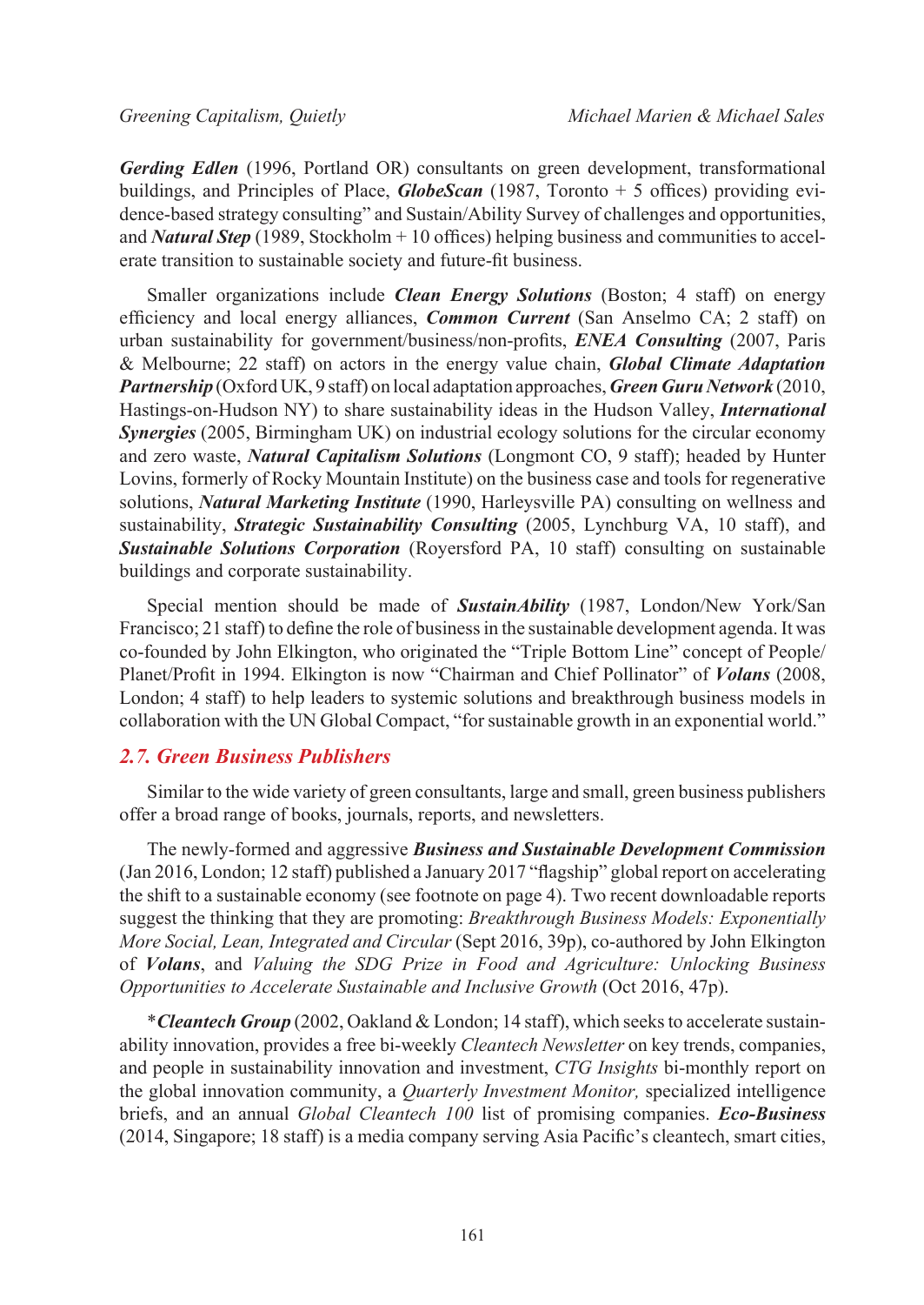***Gerding Edlen*** (1996, Portland OR) consultants on green development, transformational buildings, and Principles of Place, ***GlobeScan*** (1987, Toronto + 5 offices) providing evidence-based strategy consulting" and Sustain/Ability Survey of challenges and opportunities, and ***Natural Step*** (1989, Stockholm + 10 offices) helping business and communities to accelerate transition to sustainable society and future-fit business.

Smaller organizations include ***Clean Energy Solutions*** (Boston; 4 staff) on energy efficiency and local energy alliances, ***Common Current*** (San Anselmo CA; 2 staff) on urban sustainability for government/business/non-profits, ***ENEA Consulting*** (2007, Paris & Melbourne; 22 staff) on actors in the energy value chain, ***Global Climate Adaptation Partnership*** (Oxford UK, 9 staff) on local adaptation approaches, ***Green Guru Network*** (2010, Hastings-on-Hudson NY) to share sustainability ideas in the Hudson Valley, ***International Synergies*** (2005, Birmingham UK) on industrial ecology solutions for the circular economy and zero waste, ***Natural Capitalism Solutions*** (Longmont CO, 9 staff); headed by Hunter Lovins, formerly of Rocky Mountain Institute) on the business case and tools for regenerative solutions, ***Natural Marketing Institute*** (1990, Harleysville PA) consulting on wellness and sustainability, ***Strategic Sustainability Consulting*** (2005, Lynchburg VA, 10 staff), and ***Sustainable Solutions Corporation*** (Royersford PA, 10 staff) consulting on sustainable buildings and corporate sustainability.

Special mention should be made of ***SustainAbility*** (1987, London/New York/San Francisco; 21 staff) to define the role of business in the sustainable development agenda. It was co-founded by John Elkington, who originated the "Triple Bottom Line" concept of People/Planet/Profit in 1994. Elkington is now "Chairman and Chief Pollinator" of ***Volans*** (2008, London; 4 staff) to help leaders to systemic solutions and breakthrough business models in collaboration with the UN Global Compact, "for sustainable growth in an exponential world."

## *2.7. Green Business Publishers*

Similar to the wide variety of green consultants, large and small, green business publishers offer a broad range of books, journals, reports, and newsletters.

The newly-formed and aggressive ***Business and Sustainable Development Commission*** (Jan 2016, London; 12 staff) published a January 2017 "flagship" global report on accelerating the shift to a sustainable economy (see footnote on page 4). Two recent downloadable reports suggest the thinking that they are promoting: *Breakthrough Business Models: Exponentially More Social, Lean, Integrated and Circular* (Sept 2016, 39p), co-authored by John Elkington of ***Volans***, and *Valuing the SDG Prize in Food and Agriculture: Unlocking Business Opportunities to Accelerate Sustainable and Inclusive Growth* (Oct 2016, 47p).

*​***Cleantech Group*** (2002, Oakland & London; 14 staff), which seeks to accelerate sustainability innovation, provides a free bi-weekly *Cleantech Newsletter* on key trends, companies, and people in sustainability innovation and investment, *CTG Insights* bi-monthly report on the global innovation community, a *Quarterly Investment Monitor,* specialized intelligence briefs, and an annual *Global Cleantech 100* list of promising companies. ***Eco-Business*** (2014, Singapore; 18 staff) is a media company serving Asia Pacific's cleantech, smart cities,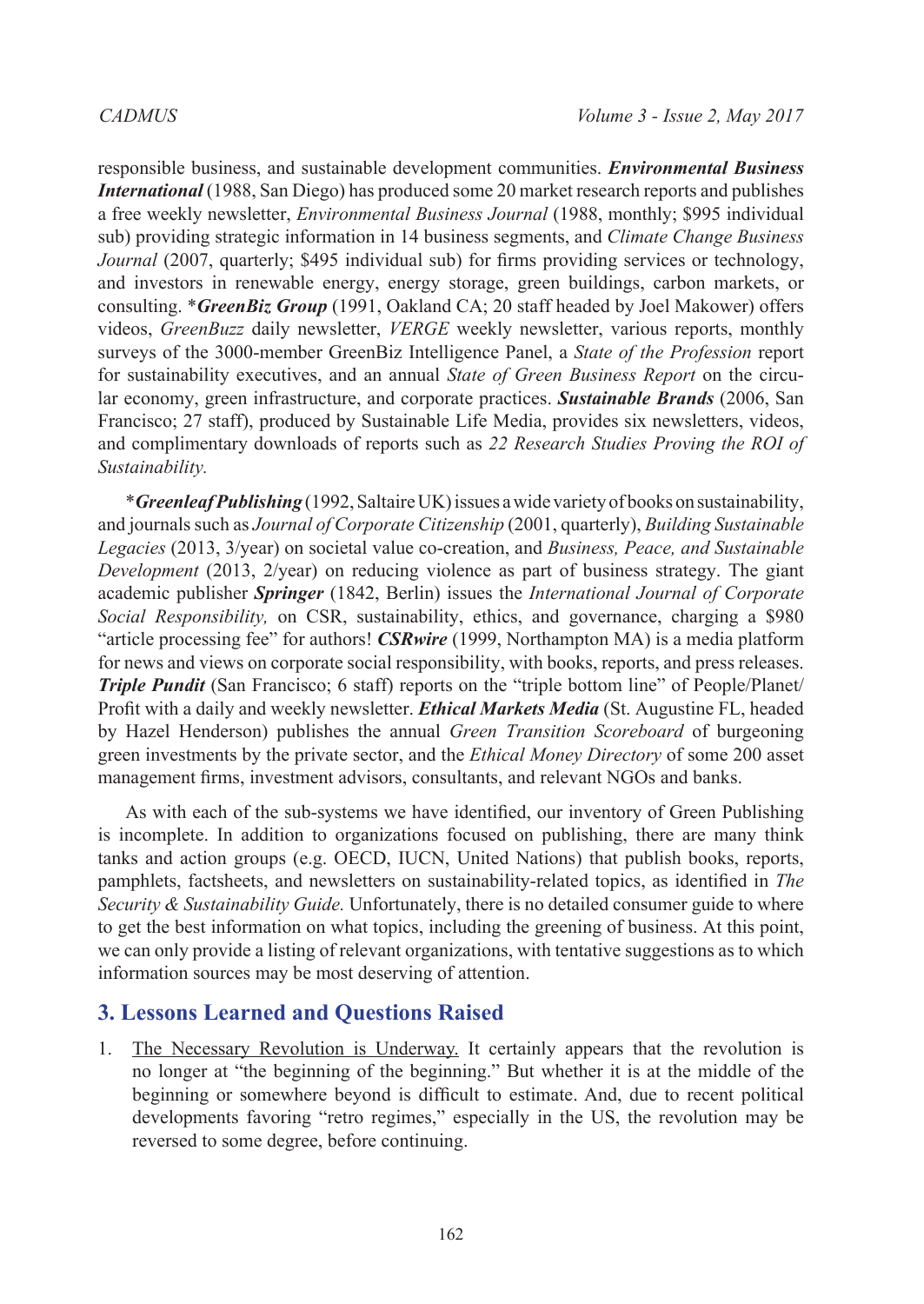responsible business, and sustainable development communities. ***Environmental Business International*** (1988, San Diego) has produced some 20 market research reports and publishes a free weekly newsletter, *Environmental Business Journal* (1988, monthly; $995 individual sub) providing strategic information in 14 business segments, and *Climate Change Business Journal* (2007, quarterly; $495 individual sub) for firms providing services or technology, and investors in renewable energy, energy storage, green buildings, carbon markets, or consulting. \****GreenBiz Group*** (1991, Oakland CA; 20 staff headed by Joel Makower) offers videos, *GreenBuzz* daily newsletter, *VERGE* weekly newsletter, various reports, monthly surveys of the 3000-member GreenBiz Intelligence Panel, a *State of the Profession* report for sustainability executives, and an annual *State of Green Business Report* on the circular economy, green infrastructure, and corporate practices. ***Sustainable Brands*** (2006, San Francisco; 27 staff), produced by Sustainable Life Media, provides six newsletters, videos, and complimentary downloads of reports such as *22 Research Studies Proving the ROI of Sustainability.*

\****Greenleaf Publishing*** (1992, Saltaire UK) issues a wide variety of books on sustainability, and journals such as *Journal of Corporate Citizenship* (2001, quarterly), *Building Sustainable Legacies* (2013, 3/year) on societal value co-creation, and *Business, Peace, and Sustainable Development* (2013, 2/year) on reducing violence as part of business strategy. The giant academic publisher ***Springer*** (1842, Berlin) issues the *International Journal of Corporate Social Responsibility,* on CSR, sustainability, ethics, and governance, charging a $980 "article processing fee" for authors! ***CSRwire*** (1999, Northampton MA) is a media platform for news and views on corporate social responsibility, with books, reports, and press releases. ***Triple Pundit*** (San Francisco; 6 staff) reports on the "triple bottom line" of People/Planet/ Profit with a daily and weekly newsletter. ***Ethical Markets Media*** (St. Augustine FL, headed by Hazel Henderson) publishes the annual *Green Transition Scoreboard* of burgeoning green investments by the private sector, and the *Ethical Money Directory* of some 200 asset management firms, investment advisors, consultants, and relevant NGOs and banks.

As with each of the sub-systems we have identified, our inventory of Green Publishing is incomplete. In addition to organizations focused on publishing, there are many think tanks and action groups (e.g. OECD, IUCN, United Nations) that publish books, reports, pamphlets, factsheets, and newsletters on sustainability-related topics, as identified in *The Security & Sustainability Guide.* Unfortunately, there is no detailed consumer guide to where to get the best information on what topics, including the greening of business. At this point, we can only provide a listing of relevant organizations, with tentative suggestions as to which information sources may be most deserving of attention.

## 3. Lessons Learned and Questions Raised

1. <u>The Necessary Revolution is Underway.</u> It certainly appears that the revolution is no longer at "the beginning of the beginning." But whether it is at the middle of the beginning or somewhere beyond is difficult to estimate. And, due to recent political developments favoring "retro regimes," especially in the US, the revolution may be reversed to some degree, before continuing.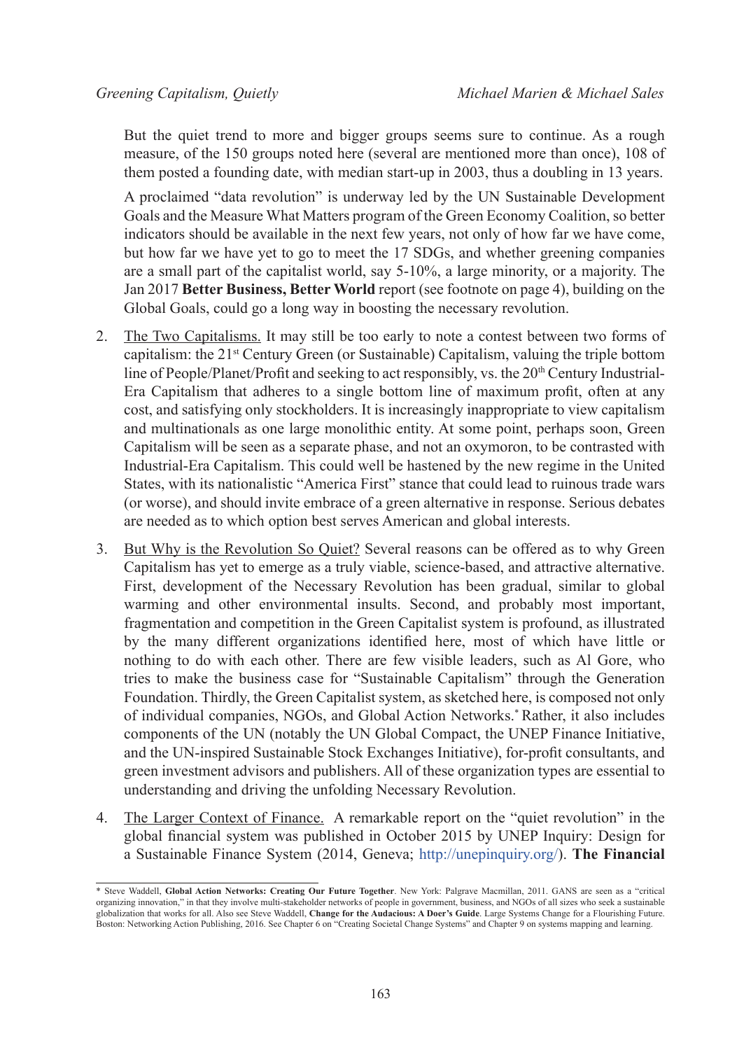But the quiet trend to more and bigger groups seems sure to continue. As a rough measure, of the 150 groups noted here (several are mentioned more than once), 108 of them posted a founding date, with median start-up in 2003, thus a doubling in 13 years.

A proclaimed "data revolution" is underway led by the UN Sustainable Development Goals and the Measure What Matters program of the Green Economy Coalition, so better indicators should be available in the next few years, not only of how far we have come, but how far we have yet to go to meet the 17 SDGs, and whether greening companies are a small part of the capitalist world, say 5-10%, a large minority, or a majority. The Jan 2017 **Better Business, Better World** report (see footnote on page 4), building on the Global Goals, could go a long way in boosting the necessary revolution.

2. <u>The Two Capitalisms.</u> It may still be too early to note a contest between two forms of capitalism: the 21st Century Green (or Sustainable) Capitalism, valuing the triple bottom line of People/Planet/Profit and seeking to act responsibly, vs. the 20th Century Industrial-Era Capitalism that adheres to a single bottom line of maximum profit, often at any cost, and satisfying only stockholders. It is increasingly inappropriate to view capitalism and multinationals as one large monolithic entity. At some point, perhaps soon, Green Capitalism will be seen as a separate phase, and not an oxymoron, to be contrasted with Industrial-Era Capitalism. This could well be hastened by the new regime in the United States, with its nationalistic "America First" stance that could lead to ruinous trade wars (or worse), and should invite embrace of a green alternative in response. Serious debates are needed as to which option best serves American and global interests.

3. <u>But Why is the Revolution So Quiet?</u> Several reasons can be offered as to why Green Capitalism has yet to emerge as a truly viable, science-based, and attractive alternative. First, development of the Necessary Revolution has been gradual, similar to global warming and other environmental insults. Second, and probably most important, fragmentation and competition in the Green Capitalist system is profound, as illustrated by the many different organizations identified here, most of which have little or nothing to do with each other. There are few visible leaders, such as Al Gore, who tries to make the business case for "Sustainable Capitalism" through the Generation Foundation. Thirdly, the Green Capitalist system, as sketched here, is composed not only of individual companies, NGOs, and Global Action Networks.* Rather, it also includes components of the UN (notably the UN Global Compact, the UNEP Finance Initiative, and the UN-inspired Sustainable Stock Exchanges Initiative), for-profit consultants, and green investment advisors and publishers. All of these organization types are essential to understanding and driving the unfolding Necessary Revolution.

4. <u>The Larger Context of Finance.</u> A remarkable report on the "quiet revolution" in the global financial system was published in October 2015 by UNEP Inquiry: Design for a Sustainable Finance System (2014, Geneva; http://unepinquiry.org/). **The Financial**

---

\* Steve Waddell, **Global Action Networks: Creating Our Future Together**. New York: Palgrave Macmillan, 2011. GANS are seen as a "critical organizing innovation," in that they involve multi-stakeholder networks of people in government, business, and NGOs of all sizes who seek a sustainable globalization that works for all. Also see Steve Waddell, **Change for the Audacious: A Doer's Guide**. Large Systems Change for a Flourishing Future. Boston: Networking Action Publishing, 2016. See Chapter 6 on "Creating Societal Change Systems" and Chapter 9 on systems mapping and learning.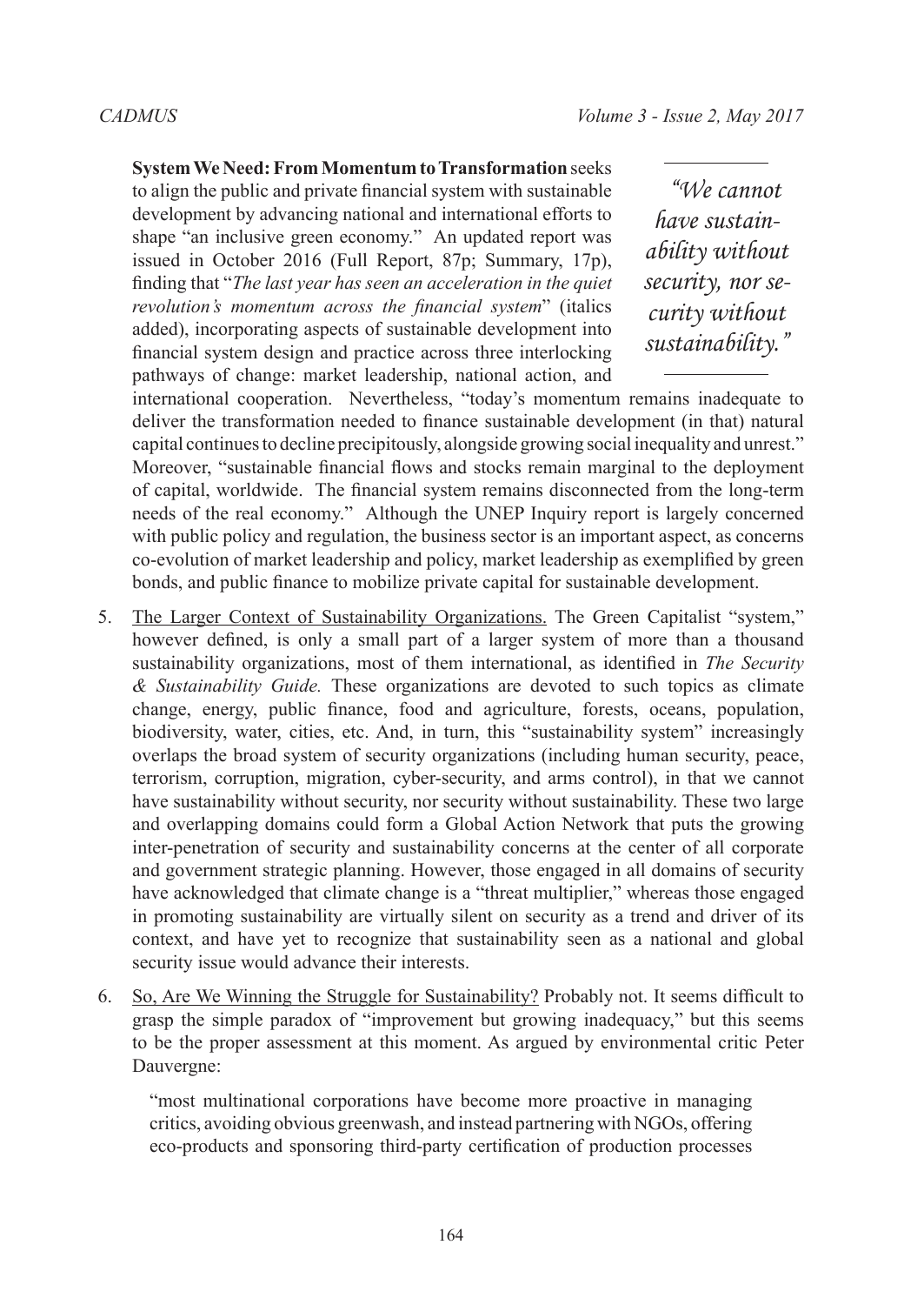**System We Need: From Momentum to Transformation** seeks to align the public and private financial system with sustainable development by advancing national and international efforts to shape "an inclusive green economy." An updated report was issued in October 2016 (Full Report, 87p; Summary, 17p), finding that "*The last year has seen an acceleration in the quiet revolution's momentum across the financial system*" (italics added), incorporating aspects of sustainable development into financial system design and practice across three interlocking pathways of change: market leadership, national action, and international cooperation. Nevertheless, "today's momentum remains inadequate to deliver the transformation needed to finance sustainable development (in that) natural capital continues to decline precipitously, alongside growing social inequality and unrest." Moreover, "sustainable financial flows and stocks remain marginal to the deployment of capital, worldwide. The financial system remains disconnected from the long-term needs of the real economy." Although the UNEP Inquiry report is largely concerned with public policy and regulation, the business sector is an important aspect, as concerns co-evolution of market leadership and policy, market leadership as exemplified by green bonds, and public finance to mobilize private capital for sustainable development.

> *"We cannot have sustainability without security, nor security without sustainability."*

5. The Larger Context of Sustainability Organizations. The Green Capitalist "system," however defined, is only a small part of a larger system of more than a thousand sustainability organizations, most of them international, as identified in *The Security & Sustainability Guide.* These organizations are devoted to such topics as climate change, energy, public finance, food and agriculture, forests, oceans, population, biodiversity, water, cities, etc. And, in turn, this "sustainability system" increasingly overlaps the broad system of security organizations (including human security, peace, terrorism, corruption, migration, cyber-security, and arms control), in that we cannot have sustainability without security, nor security without sustainability. These two large and overlapping domains could form a Global Action Network that puts the growing inter-penetration of security and sustainability concerns at the center of all corporate and government strategic planning. However, those engaged in all domains of security have acknowledged that climate change is a "threat multiplier," whereas those engaged in promoting sustainability are virtually silent on security as a trend and driver of its context, and have yet to recognize that sustainability seen as a national and global security issue would advance their interests.

6. So, Are We Winning the Struggle for Sustainability? Probably not. It seems difficult to grasp the simple paradox of "improvement but growing inadequacy," but this seems to be the proper assessment at this moment. As argued by environmental critic Peter Dauvergne:

   > "most multinational corporations have become more proactive in managing critics, avoiding obvious greenwash, and instead partnering with NGOs, offering eco-products and sponsoring third-party certification of production processes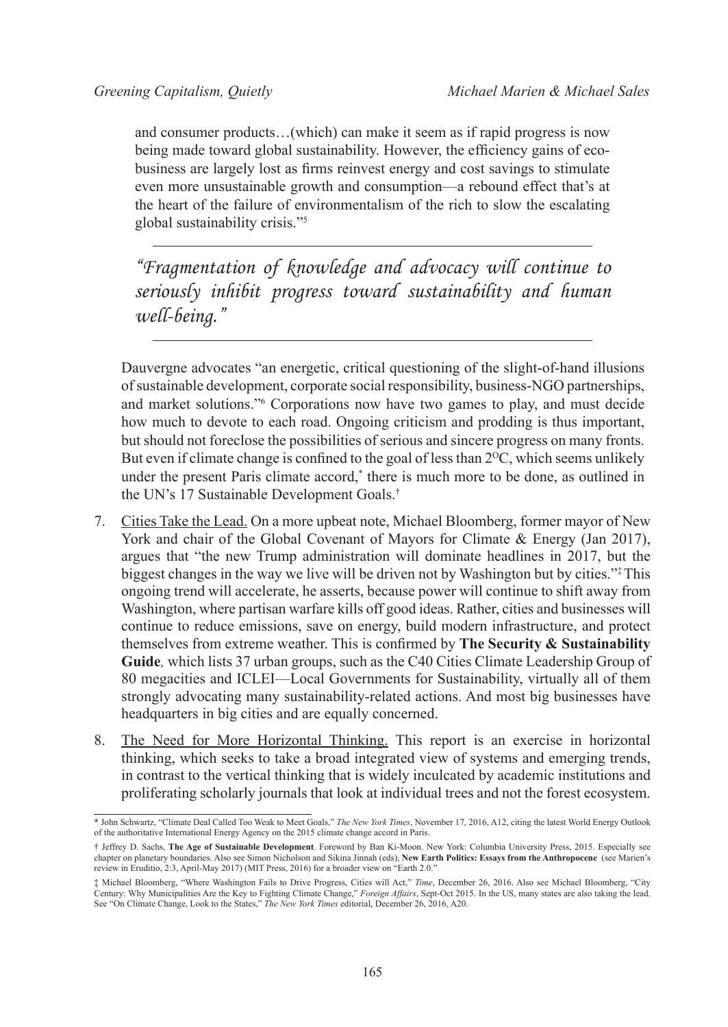and consumer products…(which) can make it seem as if rapid progress is now being made toward global sustainability. However, the efficiency gains of eco-business are largely lost as firms reinvest energy and cost savings to stimulate even more unsustainable growth and consumption—a rebound effect that's at the heart of the failure of environmentalism of the rich to slow the escalating global sustainability crisis."[5]

---

*"Fragmentation of knowledge and advocacy will continue to seriously inhibit progress toward sustainability and human well-being."*

---

Dauvergne advocates "an energetic, critical questioning of the slight-of-hand illusions of sustainable development, corporate social responsibility, business-NGO partnerships, and market solutions."[6] Corporations now have two games to play, and must decide how much to devote to each road. Ongoing criticism and prodding is thus important, but should not foreclose the possibilities of serious and sincere progress on many fronts. But even if climate change is confined to the goal of less than 2$^{O}$C, which seems unlikely under the present Paris climate accord,[*] there is much more to be done, as outlined in the UN's 17 Sustainable Development Goals.[†]

7. <u>Cities Take the Lead.</u> On a more upbeat note, Michael Bloomberg, former mayor of New York and chair of the Global Covenant of Mayors for Climate & Energy (Jan 2017), argues that "the new Trump administration will dominate headlines in 2017, but the biggest changes in the way we live will be driven not by Washington but by cities."[‡] This ongoing trend will accelerate, he asserts, because power will continue to shift away from Washington, where partisan warfare kills off good ideas. Rather, cities and businesses will continue to reduce emissions, save on energy, build modern infrastructure, and protect themselves from extreme weather. This is confirmed by **The Security & Sustainability Guide***,* which lists 37 urban groups, such as the C40 Cities Climate Leadership Group of 80 megacities and ICLEI—Local Governments for Sustainability, virtually all of them strongly advocating many sustainability-related actions. And most big businesses have headquarters in big cities and are equally concerned.

8. <u>The Need for More Horizontal Thinking.</u> This report is an exercise in horizontal thinking, which seeks to take a broad integrated view of systems and emerging trends, in contrast to the vertical thinking that is widely inculcated by academic institutions and proliferating scholarly journals that look at individual trees and not the forest ecosystem.

---

\* John Schwartz, "Climate Deal Called Too Weak to Meet Goals," *The New York Times*, November 17, 2016, A12, citing the latest World Energy Outlook of the authoritative International Energy Agency on the 2015 climate change accord in Paris.

† Jeffrey D. Sachs, **The Age of Sustainable Development**. Foreword by Ban Ki-Moon. New York: Columbia University Press, 2015. Especially see chapter on planetary boundaries. Also see Simon Nicholson and Sikina Jinnah (eds), **New Earth Politics: Essays from the Anthropocene** (see Marien's review in Eruditio, 2:3, April-May 2017) (MIT Press, 2016) for a broader view on "Earth 2.0."

‡ Michael Bloomberg, "Where Washington Fails to Drive Progress, Cities will Act," *Time*, December 26, 2016. Also see Michael Bloomberg, "City Century: Why Municipalities Are the Key to Fighting Climate Change," *Foreign Affairs*, Sept-Oct 2015. In the US, many states are also taking the lead. See "On Climate Change, Look to the States," *The New York Times* editorial, December 26, 2016, A20.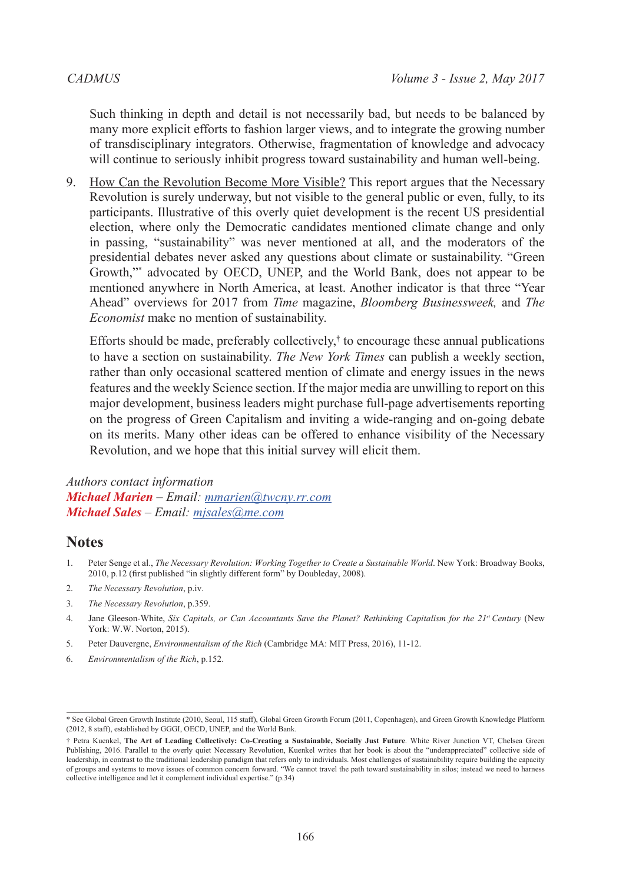Such thinking in depth and detail is not necessarily bad, but needs to be balanced by many more explicit efforts to fashion larger views, and to integrate the growing number of transdisciplinary integrators. Otherwise, fragmentation of knowledge and advocacy will continue to seriously inhibit progress toward sustainability and human well-being.

9. How Can the Revolution Become More Visible? This report argues that the Necessary Revolution is surely underway, but not visible to the general public or even, fully, to its participants. Illustrative of this overly quiet development is the recent US presidential election, where only the Democratic candidates mentioned climate change and only in passing, "sustainability" was never mentioned at all, and the moderators of the presidential debates never asked any questions about climate or sustainability. "Green Growth,"* advocated by OECD, UNEP, and the World Bank, does not appear to be mentioned anywhere in North America, at least. Another indicator is that three "Year Ahead" overviews for 2017 from *Time* magazine, *Bloomberg Businessweek,* and *The Economist* make no mention of sustainability.

   Efforts should be made, preferably collectively,† to encourage these annual publications to have a section on sustainability. *The New York Times* can publish a weekly section, rather than only occasional scattered mention of climate and energy issues in the news features and the weekly Science section. If the major media are unwilling to report on this major development, business leaders might purchase full-page advertisements reporting on the progress of Green Capitalism and inviting a wide-ranging and on-going debate on its merits. Many other ideas can be offered to enhance visibility of the Necessary Revolution, and we hope that this initial survey will elicit them.

*Authors contact information*
***Michael Marien*** – *Email: mmarien@twcny.rr.com*
***Michael Sales*** – *Email: mjsales@me.com*

## Notes

1. Peter Senge et al., *The Necessary Revolution: Working Together to Create a Sustainable World*. New York: Broadway Books, 2010, p.12 (first published "in slightly different form" by Doubleday, 2008).
2. *The Necessary Revolution*, p.iv.
3. *The Necessary Revolution*, p.359.
4. Jane Gleeson-White, *Six Capitals, or Can Accountants Save the Planet? Rethinking Capitalism for the 21st Century* (New York: W.W. Norton, 2015).
5. Peter Dauvergne, *Environmentalism of the Rich* (Cambridge MA: MIT Press, 2016), 11-12.
6. *Environmentalism of the Rich*, p.152.

---

\* See Global Green Growth Institute (2010, Seoul, 115 staff), Global Green Growth Forum (2011, Copenhagen), and Green Growth Knowledge Platform (2012, 8 staff), established by GGGI, OECD, UNEP, and the World Bank.

† Petra Kuenkel, **The Art of Leading Collectively: Co-Creating a Sustainable, Socially Just Future**. White River Junction VT, Chelsea Green Publishing, 2016. Parallel to the overly quiet Necessary Revolution, Kuenkel writes that her book is about the "underappreciated" collective side of leadership, in contrast to the traditional leadership paradigm that refers only to individuals. Most challenges of sustainability require building the capacity of groups and systems to move issues of common concern forward. "We cannot travel the path toward sustainability in silos; instead we need to harness collective intelligence and let it complement individual expertise." (p.34)